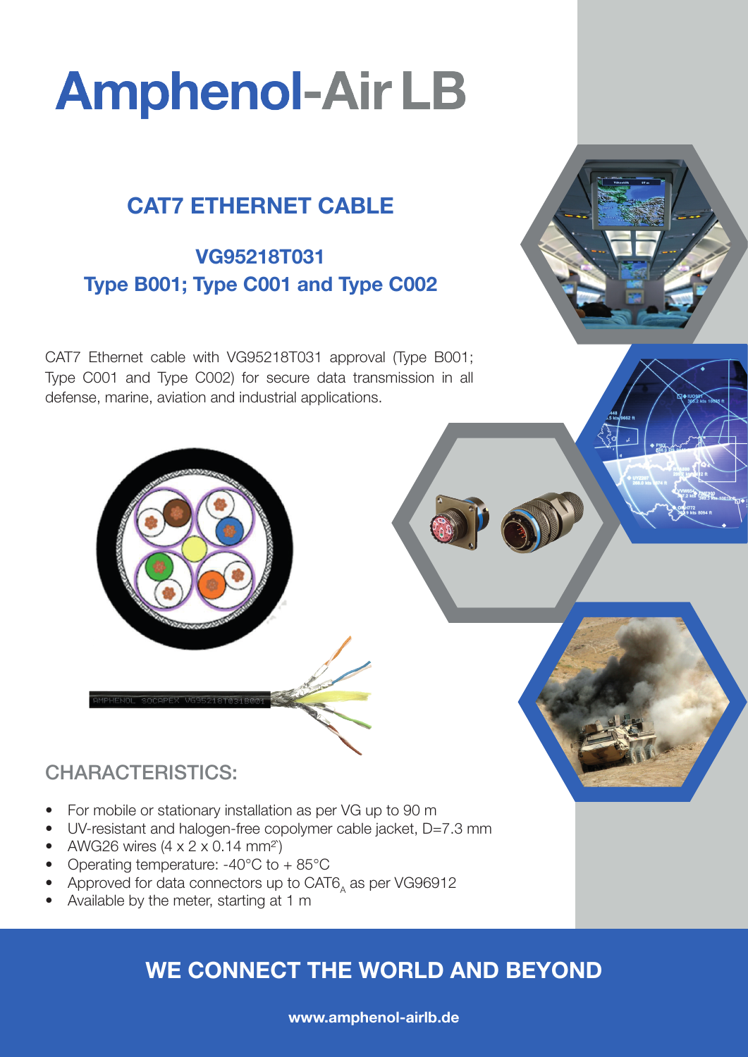# Amphenol-Air LB

## CAT7 ETHERNET CABLE

### VG95218T031
### Type B001; Type C001 and Type C002

CAT7 Ethernet cable with VG95218T031 approval (Type B001; Type C001 and Type C002) for secure data transmission in all defense, marine, aviation and industrial applications.

## CHARACTERISTICS:

- For mobile or stationary installation as per VG up to 90 m
- UV-resistant and halogen-free copolymer cable jacket, D=7.3 mm
- AWG26 wires (4 x 2 x 0.14 mm²)
- Operating temperature: -40°C to + 85°C
- Approved for data connectors up to $CAT6_A$ as per VG96912
- Available by the meter, starting at 1 m

**WE CONNECT THE WORLD AND BEYOND**

**www.amphenol-airlb.de**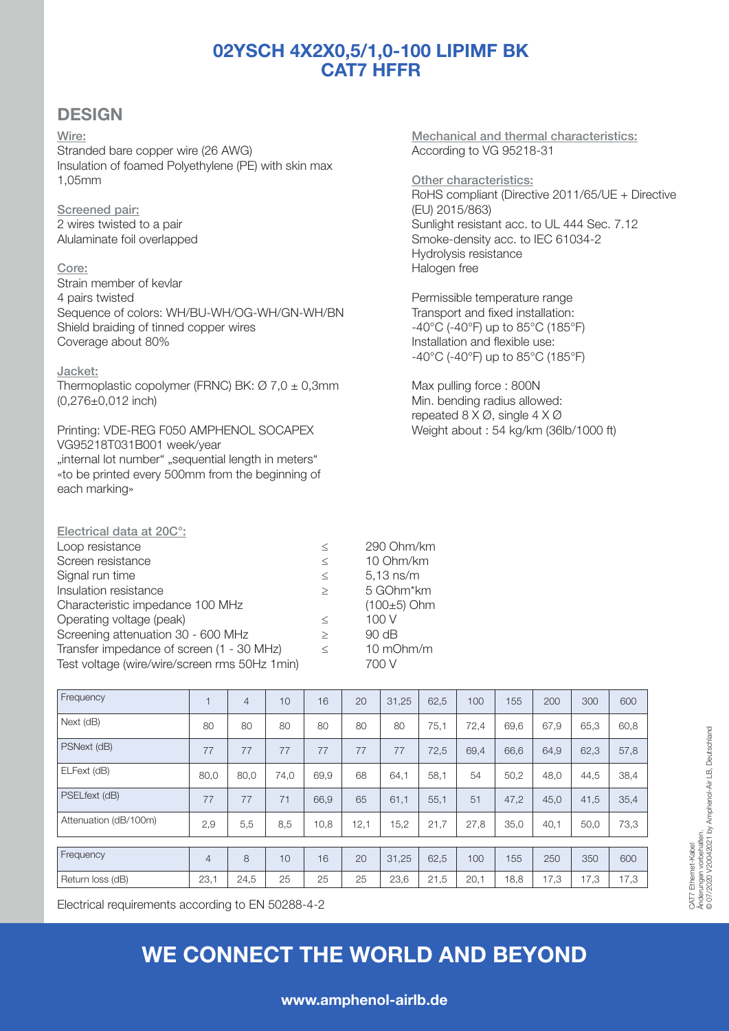# 02YSCH 4X2X0,5/1,0-100 LIPIMF BK CAT7 HFFR

## DESIGN

**Wire:**
Stranded bare copper wire (26 AWG)
Insulation of foamed Polyethylene (PE) with skin max 1,05mm

**Screened pair:**
2 wires twisted to a pair
Alulaminate foil overlapped

**Core:**
Strain member of kevlar
4 pairs twisted
Sequence of colors: WH/BU-WH/OG-WH/GN-WH/BN
Shield braiding of tinned copper wires
Coverage about 80%

**Jacket:**
Thermoplastic copolymer (FRNC) BK: Ø 7,0 ± 0,3mm (0,276±0,012 inch)

Printing: VDE-REG F050 AMPHENOL SOCAPEX VG95218T031B001 week/year
„internal lot number" „sequential length in meters"
«to be printed every 500mm from the beginning of each marking»

**Mechanical and thermal characteristics:**
According to VG 95218-31

**Other characteristics:**
RoHS compliant (Directive 2011/65/UE + Directive (EU) 2015/863)
Sunlight resistant acc. to UL 444 Sec. 7.12
Smoke-density acc. to IEC 61034-2
Hydrolysis resistance
Halogen free

Permissible temperature range
Transport and fixed installation:
-40°C (-40°F) up to 85°C (185°F)
Installation and flexible use:
-40°C (-40°F) up to 85°C (185°F)

Max pulling force : 800N
Min. bending radius allowed:
repeated 8 X Ø, single 4 X Ø
Weight about : 54 kg/km (36lb/1000 ft)

**Electrical data at 20C°:**

| | | |
|---|---|---|
| Loop resistance | ≤ | 290 Ohm/km |
| Screen resistance | ≤ | 10 Ohm/km |
| Signal run time | ≤ | 5,13 ns/m |
| Insulation resistance | ≥ | 5 GOhm*km |
| Characteristic impedance 100 MHz | | (100±5) Ohm |
| Operating voltage (peak) | ≤ | 100 V |
| Screening attenuation 30 - 600 MHz | ≥ | 90 dB |
| Transfer impedance of screen (1 - 30 MHz) | ≤ | 10 mOhm/m |
| Test voltage (wire/wire/screen rms 50Hz 1min) | | 700 V |

| Frequency | 1 | 4 | 10 | 16 | 20 | 31,25 | 62,5 | 100 | 155 | 200 | 300 | 600 |
|---|---|---|---|---|---|---|---|---|---|---|---|---|
| Next (dB) | 80 | 80 | 80 | 80 | 80 | 80 | 75,1 | 72,4 | 69,6 | 67,9 | 65,3 | 60,8 |
| PSNext (dB) | 77 | 77 | 77 | 77 | 77 | 77 | 72,5 | 69,4 | 66,6 | 64,9 | 62,3 | 57,8 |
| ELFext (dB) | 80,0 | 80,0 | 74,0 | 69,9 | 68 | 64,1 | 58,1 | 54 | 50,2 | 48,0 | 44,5 | 38,4 |
| PSELfext (dB) | 77 | 77 | 71 | 66,9 | 65 | 61,1 | 55,1 | 51 | 47,2 | 45,0 | 41,5 | 35,4 |
| Attenuation (dB/100m) | 2,9 | 5,5 | 8,5 | 10,8 | 12,1 | 15,2 | 21,7 | 27,8 | 35,0 | 40,1 | 50,0 | 73,3 |

| Frequency | 4 | 8 | 10 | 16 | 20 | 31,25 | 62,5 | 100 | 155 | 250 | 350 | 600 |
|---|---|---|---|---|---|---|---|---|---|---|---|---|
| Return loss (dB) | 23,1 | 24,5 | 25 | 25 | 25 | 23,6 | 21,5 | 20,1 | 18,8 | 17,3 | 17,3 | 17,3 |

Electrical requirements according to EN 50288-4-2

CAT7 Ethernet-Kabel
Änderungen vorbehalten.
© 07/2020 V20042021 by Amphenol-Air LB, Deutschland

**WE CONNECT THE WORLD AND BEYOND**

www.amphenol-airlb.de